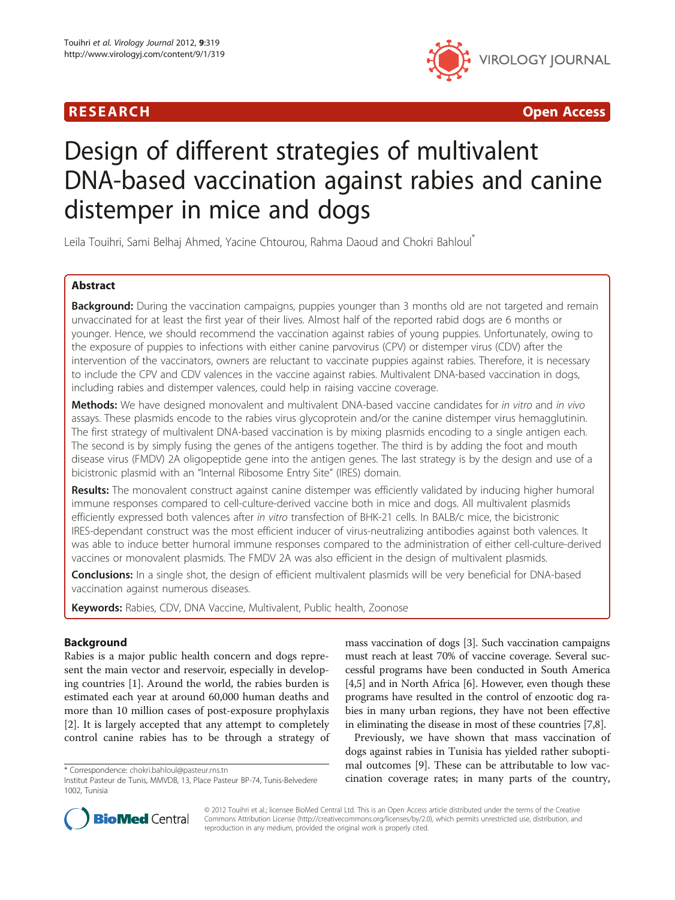RESEARCH **Open Access**

# Design of different strategies of multivalent DNA-based vaccination against rabies and canine distemper in mice and dogs

Leila Touihri, Sami Belhaj Ahmed, Yacine Chtourou, Rahma Daoud and Chokri Bahloul*

## Abstract

**Background:** During the vaccination campaigns, puppies younger than 3 months old are not targeted and remain unvaccinated for at least the first year of their lives. Almost half of the reported rabid dogs are 6 months or younger. Hence, we should recommend the vaccination against rabies of young puppies. Unfortunately, owing to the exposure of puppies to infections with either canine parvovirus (CPV) or distemper virus (CDV) after the intervention of the vaccinators, owners are reluctant to vaccinate puppies against rabies. Therefore, it is necessary to include the CPV and CDV valences in the vaccine against rabies. Multivalent DNA-based vaccination in dogs, including rabies and distemper valences, could help in raising vaccine coverage.

**Methods:** We have designed monovalent and multivalent DNA-based vaccine candidates for *in vitro* and *in vivo* assays. These plasmids encode to the rabies virus glycoprotein and/or the canine distemper virus hemagglutinin. The first strategy of multivalent DNA-based vaccination is by mixing plasmids encoding to a single antigen each. The second is by simply fusing the genes of the antigens together. The third is by adding the foot and mouth disease virus (FMDV) 2A oligopeptide gene into the antigen genes. The last strategy is by the design and use of a bicistronic plasmid with an "Internal Ribosome Entry Site" (IRES) domain.

**Results:** The monovalent construct against canine distemper was efficiently validated by inducing higher humoral immune responses compared to cell-culture-derived vaccine both in mice and dogs. All multivalent plasmids efficiently expressed both valences after *in vitro* transfection of BHK-21 cells. In BALB/c mice, the bicistronic IRES-dependant construct was the most efficient inducer of virus-neutralizing antibodies against both valences. It was able to induce better humoral immune responses compared to the administration of either cell-culture-derived vaccines or monovalent plasmids. The FMDV 2A was also efficient in the design of multivalent plasmids.

**Conclusions:** In a single shot, the design of efficient multivalent plasmids will be very beneficial for DNA-based vaccination against numerous diseases.

**Keywords:** Rabies, CDV, DNA Vaccine, Multivalent, Public health, Zoonose

## Background

Rabies is a major public health concern and dogs represent the main vector and reservoir, especially in developing countries [1]. Around the world, the rabies burden is estimated each year at around 60,000 human deaths and more than 10 million cases of post-exposure prophylaxis [2]. It is largely accepted that any attempt to completely control canine rabies has to be through a strategy of mass vaccination of dogs [3]. Such vaccination campaigns must reach at least 70% of vaccine coverage. Several successful programs have been conducted in South America [4,5] and in North Africa [6]. However, even though these programs have resulted in the control of enzootic dog rabies in many urban regions, they have not been effective in eliminating the disease in most of these countries [7,8].

Previously, we have shown that mass vaccination of dogs against rabies in Tunisia has yielded rather suboptimal outcomes [9]. These can be attributable to low vaccination coverage rates; in many parts of the country,

* Correspondence: chokri.bahloul@pasteur.rns.tn
Institut Pasteur de Tunis, MMVDB, 13, Place Pasteur BP-74, Tunis-Belvedere 1002, Tunisia

© 2012 Touihri et al.; licensee BioMed Central Ltd. This is an Open Access article distributed under the terms of the Creative Commons Attribution License (http://creativecommons.org/licenses/by/2.0), which permits unrestricted use, distribution, and reproduction in any medium, provided the original work is properly cited.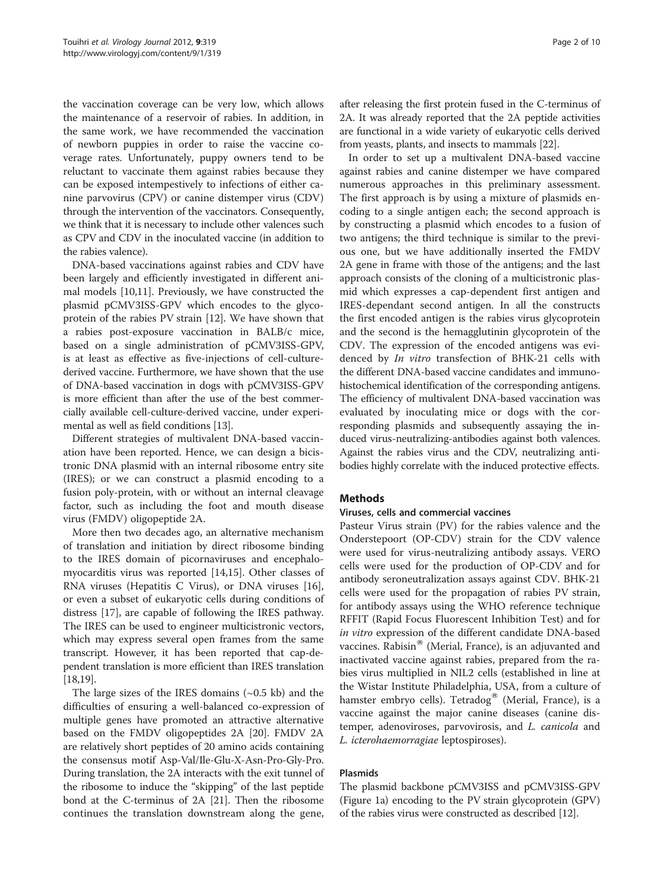the vaccination coverage can be very low, which allows the maintenance of a reservoir of rabies. In addition, in the same work, we have recommended the vaccination of newborn puppies in order to raise the vaccine coverage rates. Unfortunately, puppy owners tend to be reluctant to vaccinate them against rabies because they can be exposed intempestively to infections of either canine parvovirus (CPV) or canine distemper virus (CDV) through the intervention of the vaccinators. Consequently, we think that it is necessary to include other valences such as CPV and CDV in the inoculated vaccine (in addition to the rabies valence).

DNA-based vaccinations against rabies and CDV have been largely and efficiently investigated in different animal models [10,11]. Previously, we have constructed the plasmid pCMV3ISS-GPV which encodes to the glycoprotein of the rabies PV strain [12]. We have shown that a rabies post-exposure vaccination in BALB/c mice, based on a single administration of pCMV3ISS-GPV, is at least as effective as five-injections of cell-culture-derived vaccine. Furthermore, we have shown that the use of DNA-based vaccination in dogs with pCMV3ISS-GPV is more efficient than after the use of the best commercially available cell-culture-derived vaccine, under experimental as well as field conditions [13].

Different strategies of multivalent DNA-based vaccination have been reported. Hence, we can design a bicistronic DNA plasmid with an internal ribosome entry site (IRES); or we can construct a plasmid encoding to a fusion poly-protein, with or without an internal cleavage factor, such as including the foot and mouth disease virus (FMDV) oligopeptide 2A.

More then two decades ago, an alternative mechanism of translation and initiation by direct ribosome binding to the IRES domain of picornaviruses and encephalomyocarditis virus was reported [14,15]. Other classes of RNA viruses (Hepatitis C Virus), or DNA viruses [16], or even a subset of eukaryotic cells during conditions of distress [17], are capable of following the IRES pathway. The IRES can be used to engineer multicistronic vectors, which may express several open frames from the same transcript. However, it has been reported that cap-dependent translation is more efficient than IRES translation [18,19].

The large sizes of the IRES domains (~0.5 kb) and the difficulties of ensuring a well-balanced co-expression of multiple genes have promoted an attractive alternative based on the FMDV oligopeptides 2A [20]. FMDV 2A are relatively short peptides of 20 amino acids containing the consensus motif Asp-Val/Ile-Glu-X-Asn-Pro-Gly-Pro. During translation, the 2A interacts with the exit tunnel of the ribosome to induce the "skipping" of the last peptide bond at the C-terminus of 2A [21]. Then the ribosome continues the translation downstream along the gene, after releasing the first protein fused in the C-terminus of 2A. It was already reported that the 2A peptide activities are functional in a wide variety of eukaryotic cells derived from yeasts, plants, and insects to mammals [22].

In order to set up a multivalent DNA-based vaccine against rabies and canine distemper we have compared numerous approaches in this preliminary assessment. The first approach is by using a mixture of plasmids encoding to a single antigen each; the second approach is by constructing a plasmid which encodes to a fusion of two antigens; the third technique is similar to the previous one, but we have additionally inserted the FMDV 2A gene in frame with those of the antigens; and the last approach consists of the cloning of a multicistronic plasmid which expresses a cap-dependent first antigen and IRES-dependant second antigen. In all the constructs the first encoded antigen is the rabies virus glycoprotein and the second is the hemagglutinin glycoprotein of the CDV. The expression of the encoded antigens was evidenced by *In vitro* transfection of BHK-21 cells with the different DNA-based vaccine candidates and immunohistochemical identification of the corresponding antigens. The efficiency of multivalent DNA-based vaccination was evaluated by inoculating mice or dogs with the corresponding plasmids and subsequently assaying the induced virus-neutralizing-antibodies against both valences. Against the rabies virus and the CDV, neutralizing antibodies highly correlate with the induced protective effects.

## Methods

### Viruses, cells and commercial vaccines

Pasteur Virus strain (PV) for the rabies valence and the Onderstepoort (OP-CDV) strain for the CDV valence were used for virus-neutralizing antibody assays. VERO cells were used for the production of OP-CDV and for antibody seroneutralization assays against CDV. BHK-21 cells were used for the propagation of rabies PV strain, for antibody assays using the WHO reference technique RFFIT (Rapid Focus Fluorescent Inhibition Test) and for *in vitro* expression of the different candidate DNA-based vaccines. Rabisin® (Merial, France), is an adjuvanted and inactivated vaccine against rabies, prepared from the rabies virus multiplied in NIL2 cells (established in line at the Wistar Institute Philadelphia, USA, from a culture of hamster embryo cells). Tetradog® (Merial, France), is a vaccine against the major canine diseases (canine distemper, adenoviroses, parvovirosis, and *L. canicola* and *L. icterohaemorragiae* leptospiroses).

### Plasmids

The plasmid backbone pCMV3ISS and pCMV3ISS-GPV (Figure 1a) encoding to the PV strain glycoprotein (GPV) of the rabies virus were constructed as described [12].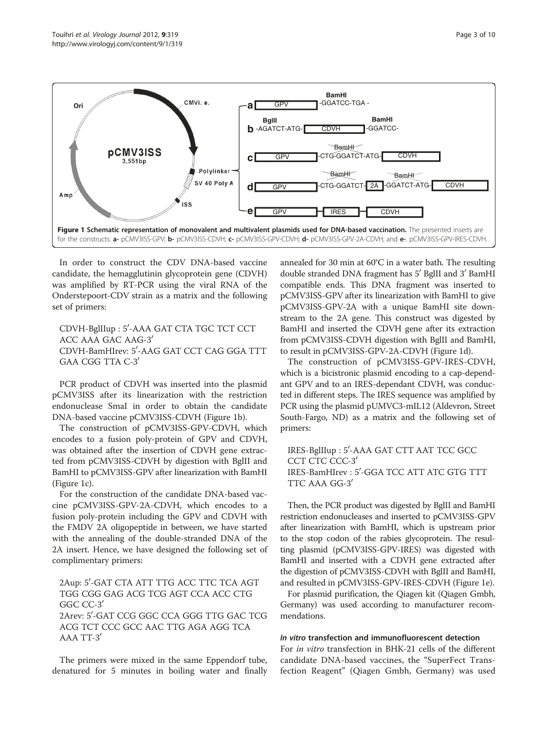**Figure 1 Schematic representation of monovalent and multivalent plasmids used for DNA-based vaccination.** The presented inserts are for the constructs: **a-** pCMV3ISS-GPV; **b-** pCMV3ISS-CDVH; **c-** pCMV3ISS-GPV-CDVH; **d-** pCMV3ISS-GPV-2A-CDVH; and **e-**. pCMV3ISS-GPV-IRES-CDVH.

In order to construct the CDV DNA-based vaccine candidate, the hemagglutinin glycoprotein gene (CDVH) was amplified by RT-PCR using the viral RNA of the Onderstepoort-CDV strain as a matrix and the following set of primers:

CDVH-BglIIup : 5′-AAA GAT CTA TGC TCT CCT ACC AAA GAC AAG-3′
CDVH-BamHIrev: 5′-AAG GAT CCT CAG GGA TTT GAA CGG TTA C-3′

PCR product of CDVH was inserted into the plasmid pCMV3ISS after its linearization with the restriction endonuclease SmaI in order to obtain the candidate DNA-based vaccine pCMV3ISS-CDVH (Figure 1b).

The construction of pCMV3ISS-GPV-CDVH, which encodes to a fusion poly-protein of GPV and CDVH, was obtained after the insertion of CDVH gene extracted from pCMV3ISS-CDVH by digestion with BglII and BamHI to pCMV3ISS-GPV after linearization with BamHI (Figure 1c).

For the construction of the candidate DNA-based vaccine pCMV3ISS-GPV-2A-CDVH, which encodes to a fusion poly-protein including the GPV and CDVH with the FMDV 2A oligopeptide in between, we have started with the annealing of the double-stranded DNA of the 2A insert. Hence, we have designed the following set of complimentary primers:

2Aup: 5′-GAT CTA ATT TTG ACC TTC TCA AGT TGG CGG GAG ACG TCG AGT CCA ACC CTG GGC CC-3′
2Arev: 5′-GAT CCG GGC CCA GGG TTG GAC TCG ACG TCT CCC GCC AAC TTG AGA AGG TCA AAA TT-3′

The primers were mixed in the same Eppendorf tube, denatured for 5 minutes in boiling water and finally annealed for 30 min at 60°C in a water bath. The resulting double stranded DNA fragment has 5′ BglII and 3′ BamHI compatible ends. This DNA fragment was inserted to pCMV3ISS-GPV after its linearization with BamHI to give pCMV3ISS-GPV-2A with a unique BamHI site downstream to the 2A gene. This construct was digested by BamHI and inserted the CDVH gene after its extraction from pCMV3ISS-CDVH digestion with BglII and BamHI, to result in pCMV3ISS-GPV-2A-CDVH (Figure 1d).

The construction of pCMV3ISS-GPV-IRES-CDVH, which is a bicistronic plasmid encoding to a cap-dependant GPV and to an IRES-dependant CDVH, was conducted in different steps. The IRES sequence was amplified by PCR using the plasmid pUMVC3-mIL12 (Aldevron, Street South-Fargo, ND) as a matrix and the following set of primers:

IRES-BglIIup : 5′-AAA GAT CTT AAT TCC GCC CCT CTC CCC-3′
IRES-BamHIrev : 5′-GGA TCC ATT ATC GTG TTT TTC AAA GG-3′

Then, the PCR product was digested by BglII and BamHI restriction endonucleases and inserted to pCMV3ISS-GPV after linearization with BamHI, which is upstream prior to the stop codon of the rabies glycoprotein. The resulting plasmid (pCMV3ISS-GPV-IRES) was digested with BamHI and inserted with a CDVH gene extracted after the digestion of pCMV3ISS-CDVH with BglII and BamHI, and resulted in pCMV3ISS-GPV-IRES-CDVH (Figure 1e).

For plasmid purification, the Qiagen kit (Qiagen Gmbh, Germany) was used according to manufacturer recommendations.

#### *In vitro* transfection and immunofluorescent detection

For *in vitro* transfection in BHK-21 cells of the different candidate DNA-based vaccines, the "SuperFect Transfection Reagent" (Qiagen Gmbh, Germany) was used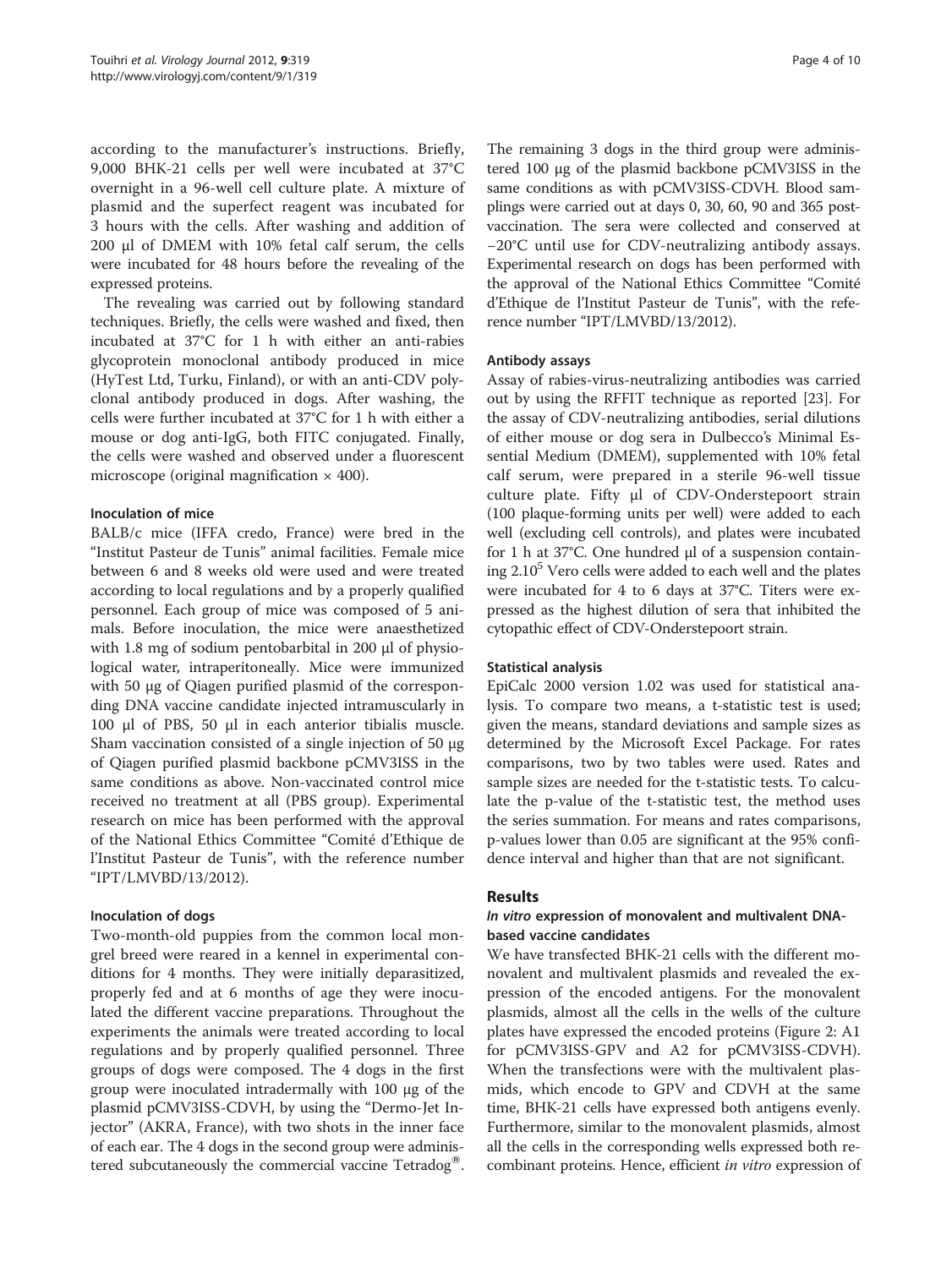according to the manufacturer's instructions. Briefly, 9,000 BHK-21 cells per well were incubated at 37°C overnight in a 96-well cell culture plate. A mixture of plasmid and the superfect reagent was incubated for 3 hours with the cells. After washing and addition of 200 μl of DMEM with 10% fetal calf serum, the cells were incubated for 48 hours before the revealing of the expressed proteins.

The revealing was carried out by following standard techniques. Briefly, the cells were washed and fixed, then incubated at 37°C for 1 h with either an anti-rabies glycoprotein monoclonal antibody produced in mice (HyTest Ltd, Turku, Finland), or with an anti-CDV polyclonal antibody produced in dogs. After washing, the cells were further incubated at 37°C for 1 h with either a mouse or dog anti-IgG, both FITC conjugated. Finally, the cells were washed and observed under a fluorescent microscope (original magnification × 400).

### Inoculation of mice

BALB/c mice (IFFA credo, France) were bred in the "Institut Pasteur de Tunis" animal facilities. Female mice between 6 and 8 weeks old were used and were treated according to local regulations and by a properly qualified personnel. Each group of mice was composed of 5 animals. Before inoculation, the mice were anaesthetized with 1.8 mg of sodium pentobarbital in 200 μl of physiological water, intraperitoneally. Mice were immunized with 50 μg of Qiagen purified plasmid of the corresponding DNA vaccine candidate injected intramuscularly in 100 μl of PBS, 50 μl in each anterior tibialis muscle. Sham vaccination consisted of a single injection of 50 μg of Qiagen purified plasmid backbone pCMV3ISS in the same conditions as above. Non-vaccinated control mice received no treatment at all (PBS group). Experimental research on mice has been performed with the approval of the National Ethics Committee "Comité d'Ethique de l'Institut Pasteur de Tunis", with the reference number "IPT/LMVBD/13/2012).

### Inoculation of dogs

Two-month-old puppies from the common local mongrel breed were reared in a kennel in experimental conditions for 4 months. They were initially deparasitized, properly fed and at 6 months of age they were inoculated the different vaccine preparations. Throughout the experiments the animals were treated according to local regulations and by properly qualified personnel. Three groups of dogs were composed. The 4 dogs in the first group were inoculated intradermally with 100 μg of the plasmid pCMV3ISS-CDVH, by using the "Dermo-Jet Injector" (AKRA, France), with two shots in the inner face of each ear. The 4 dogs in the second group were administered subcutaneously the commercial vaccine Tetradog®. The remaining 3 dogs in the third group were administered 100 μg of the plasmid backbone pCMV3ISS in the same conditions as with pCMV3ISS-CDVH. Blood samplings were carried out at days 0, 30, 60, 90 and 365 post-vaccination. The sera were collected and conserved at −20°C until use for CDV-neutralizing antibody assays. Experimental research on dogs has been performed with the approval of the National Ethics Committee "Comité d'Ethique de l'Institut Pasteur de Tunis", with the reference number "IPT/LMVBD/13/2012).

### Antibody assays

Assay of rabies-virus-neutralizing antibodies was carried out by using the RFFIT technique as reported [23]. For the assay of CDV-neutralizing antibodies, serial dilutions of either mouse or dog sera in Dulbecco's Minimal Essential Medium (DMEM), supplemented with 10% fetal calf serum, were prepared in a sterile 96-well tissue culture plate. Fifty μl of CDV-Onderstepoort strain (100 plaque-forming units per well) were added to each well (excluding cell controls), and plates were incubated for 1 h at 37°C. One hundred μl of a suspension containing $2.10^5$ Vero cells were added to each well and the plates were incubated for 4 to 6 days at 37°C. Titers were expressed as the highest dilution of sera that inhibited the cytopathic effect of CDV-Onderstepoort strain.

### Statistical analysis

EpiCalc 2000 version 1.02 was used for statistical analysis. To compare two means, a t-statistic test is used; given the means, standard deviations and sample sizes as determined by the Microsoft Excel Package. For rates comparisons, two by two tables were used. Rates and sample sizes are needed for the t-statistic tests. To calculate the p-value of the t-statistic test, the method uses the series summation. For means and rates comparisons, p-values lower than 0.05 are significant at the 95% confidence interval and higher than that are not significant.

## Results

### *In vitro* expression of monovalent and multivalent DNA-based vaccine candidates

We have transfected BHK-21 cells with the different monovalent and multivalent plasmids and revealed the expression of the encoded antigens. For the monovalent plasmids, almost all the cells in the wells of the culture plates have expressed the encoded proteins (Figure 2: A1 for pCMV3ISS-GPV and A2 for pCMV3ISS-CDVH). When the transfections were with the multivalent plasmids, which encode to GPV and CDVH at the same time, BHK-21 cells have expressed both antigens evenly. Furthermore, similar to the monovalent plasmids, almost all the cells in the corresponding wells expressed both recombinant proteins. Hence, efficient *in vitro* expression of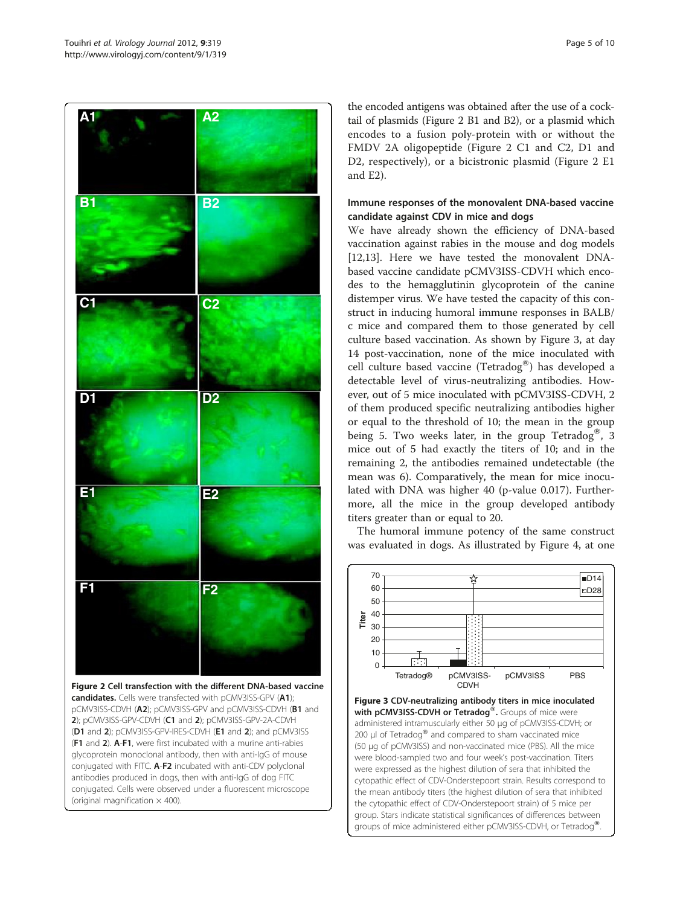**Figure 2 Cell transfection with the different DNA-based vaccine candidates.** Cells were transfected with pCMV3ISS-GPV (**A1**); pCMV3ISS-CDVH (**A2**); pCMV3ISS-GPV and pCMV3ISS-CDVH (**B1** and **2**); pCMV3ISS-GPV-CDVH (**C1** and **2**); pCMV3ISS-GPV-2A-CDVH (**D1** and **2**); pCMV3ISS-GPV-IRES-CDVH (**E1** and **2**); and pCMV3ISS (**F1** and **2**). **A**-**F1**, were first incubated with a murine anti-rabies glycoprotein monoclonal antibody, then with anti-IgG of mouse conjugated with FITC. **A**-**F2** incubated with anti-CDV polyclonal antibodies produced in dogs, then with anti-IgG of dog FITC conjugated. Cells were observed under a fluorescent microscope (original magnification × 400).

the encoded antigens was obtained after the use of a cocktail of plasmids (Figure 2 B1 and B2), or a plasmid which encodes to a fusion poly-protein with or without the FMDV 2A oligopeptide (Figure 2 C1 and C2, D1 and D2, respectively), or a bicistronic plasmid (Figure 2 E1 and E2).

### Immune responses of the monovalent DNA-based vaccine candidate against CDV in mice and dogs

We have already shown the efficiency of DNA-based vaccination against rabies in the mouse and dog models [12,13]. Here we have tested the monovalent DNA-based vaccine candidate pCMV3ISS-CDVH which encodes to the hemagglutinin glycoprotein of the canine distemper virus. We have tested the capacity of this construct in inducing humoral immune responses in BALB/c mice and compared them to those generated by cell culture based vaccination. As shown by Figure 3, at day 14 post-vaccination, none of the mice inoculated with cell culture based vaccine (Tetradog®) has developed a detectable level of virus-neutralizing antibodies. However, out of 5 mice inoculated with pCMV3ISS-CDVH, 2 of them produced specific neutralizing antibodies higher or equal to the threshold of 10; the mean in the group being 5. Two weeks later, in the group Tetradog®, 3 mice out of 5 had exactly the titers of 10; and in the remaining 2, the antibodies remained undetectable (the mean was 6). Comparatively, the mean for mice inoculated with DNA was higher 40 (p-value 0.017). Furthermore, all the mice in the group developed antibody titers greater than or equal to 20.

The humoral immune potency of the same construct was evaluated in dogs. As illustrated by Figure 4, at one

**Figure 3 CDV-neutralizing antibody titers in mice inoculated with pCMV3ISS-CDVH or Tetradog®.** Groups of mice were administered intramuscularly either 50 μg of pCMV3ISS-CDVH; or 200 μl of Tetradog® and compared to sham vaccinated mice (50 μg of pCMV3ISS) and non-vaccinated mice (PBS). All the mice were blood-sampled two and four week's post-vaccination. Titers were expressed as the highest dilution of sera that inhibited the cytopathic effect of CDV-Onderstepoort strain. Results correspond to the mean antibody titers (the highest dilution of sera that inhibited the cytopathic effect of CDV-Onderstepoort strain) of 5 mice per group. Stars indicate statistical significances of differences between groups of mice administered either pCMV3ISS-CDVH, or Tetradog®.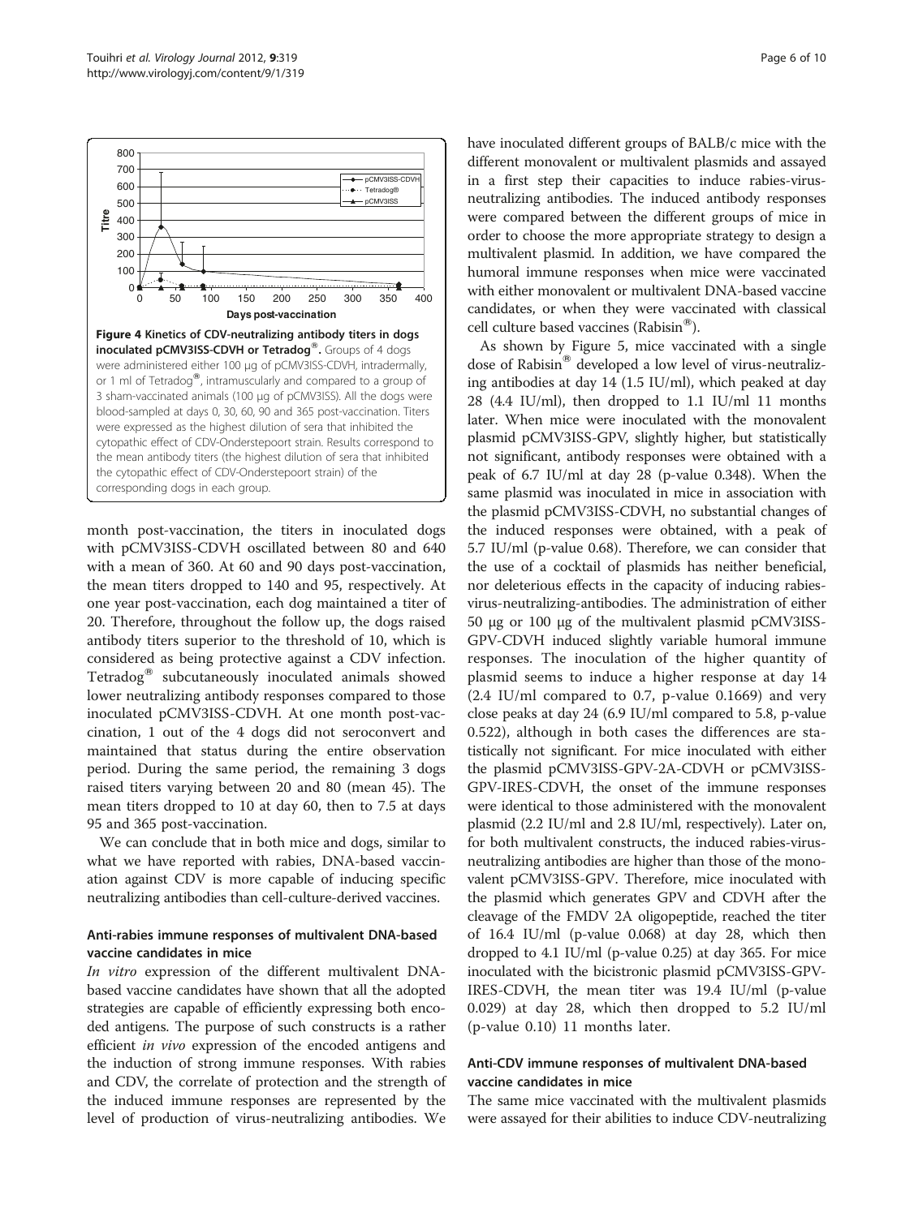**Figure 4 Kinetics of CDV-neutralizing antibody titers in dogs inoculated pCMV3ISS-CDVH or Tetradog®.** Groups of 4 dogs were administered either 100 μg of pCMV3ISS-CDVH, intradermally, or 1 ml of Tetradog®, intramuscularly and compared to a group of 3 sham-vaccinated animals (100 μg of pCMV3ISS). All the dogs were blood-sampled at days 0, 30, 60, 90 and 365 post-vaccination. Titers were expressed as the highest dilution of sera that inhibited the cytopathic effect of CDV-Onderstepoort strain. Results correspond to the mean antibody titers (the highest dilution of sera that inhibited the cytopathic effect of CDV-Onderstepoort strain) of the corresponding dogs in each group.

month post-vaccination, the titers in inoculated dogs with pCMV3ISS-CDVH oscillated between 80 and 640 with a mean of 360. At 60 and 90 days post-vaccination, the mean titers dropped to 140 and 95, respectively. At one year post-vaccination, each dog maintained a titer of 20. Therefore, throughout the follow up, the dogs raised antibody titers superior to the threshold of 10, which is considered as being protective against a CDV infection. Tetradog® subcutaneously inoculated animals showed lower neutralizing antibody responses compared to those inoculated pCMV3ISS-CDVH. At one month post-vaccination, 1 out of the 4 dogs did not seroconvert and maintained that status during the entire observation period. During the same period, the remaining 3 dogs raised titers varying between 20 and 80 (mean 45). The mean titers dropped to 10 at day 60, then to 7.5 at days 95 and 365 post-vaccination.

We can conclude that in both mice and dogs, similar to what we have reported with rabies, DNA-based vaccination against CDV is more capable of inducing specific neutralizing antibodies than cell-culture-derived vaccines.

### Anti-rabies immune responses of multivalent DNA-based vaccine candidates in mice

*In vitro* expression of the different multivalent DNA-based vaccine candidates have shown that all the adopted strategies are capable of efficiently expressing both encoded antigens. The purpose of such constructs is a rather efficient *in vivo* expression of the encoded antigens and the induction of strong immune responses. With rabies and CDV, the correlate of protection and the strength of the induced immune responses are represented by the level of production of virus-neutralizing antibodies. We have inoculated different groups of BALB/c mice with the different monovalent or multivalent plasmids and assayed in a first step their capacities to induce rabies-virus-neutralizing antibodies. The induced antibody responses were compared between the different groups of mice in order to choose the more appropriate strategy to design a multivalent plasmid. In addition, we have compared the humoral immune responses when mice were vaccinated with either monovalent or multivalent DNA-based vaccine candidates, or when they were vaccinated with classical cell culture based vaccines (Rabisin®).

As shown by Figure 5, mice vaccinated with a single dose of Rabisin® developed a low level of virus-neutralizing antibodies at day 14 (1.5 IU/ml), which peaked at day 28 (4.4 IU/ml), then dropped to 1.1 IU/ml 11 months later. When mice were inoculated with the monovalent plasmid pCMV3ISS-GPV, slightly higher, but statistically not significant, antibody responses were obtained with a peak of 6.7 IU/ml at day 28 (p-value 0.348). When the same plasmid was inoculated in mice in association with the plasmid pCMV3ISS-CDVH, no substantial changes of the induced responses were obtained, with a peak of 5.7 IU/ml (p-value 0.68). Therefore, we can consider that the use of a cocktail of plasmids has neither beneficial, nor deleterious effects in the capacity of inducing rabies-virus-neutralizing-antibodies. The administration of either 50 μg or 100 μg of the multivalent plasmid pCMV3ISS-GPV-CDVH induced slightly variable humoral immune responses. The inoculation of the higher quantity of plasmid seems to induce a higher response at day 14 (2.4 IU/ml compared to 0.7, p-value 0.1669) and very close peaks at day 24 (6.9 IU/ml compared to 5.8, p-value 0.522), although in both cases the differences are statistically not significant. For mice inoculated with either the plasmid pCMV3ISS-GPV-2A-CDVH or pCMV3ISS-GPV-IRES-CDVH, the onset of the immune responses were identical to those administered with the monovalent plasmid (2.2 IU/ml and 2.8 IU/ml, respectively). Later on, for both multivalent constructs, the induced rabies-virus-neutralizing antibodies are higher than those of the monovalent pCMV3ISS-GPV. Therefore, mice inoculated with the plasmid which generates GPV and CDVH after the cleavage of the FMDV 2A oligopeptide, reached the titer of 16.4 IU/ml (p-value 0.068) at day 28, which then dropped to 4.1 IU/ml (p-value 0.25) at day 365. For mice inoculated with the bicistronic plasmid pCMV3ISS-GPV-IRES-CDVH, the mean titer was 19.4 IU/ml (p-value 0.029) at day 28, which then dropped to 5.2 IU/ml (p-value 0.10) 11 months later.

### Anti-CDV immune responses of multivalent DNA-based vaccine candidates in mice

The same mice vaccinated with the multivalent plasmids were assayed for their abilities to induce CDV-neutralizing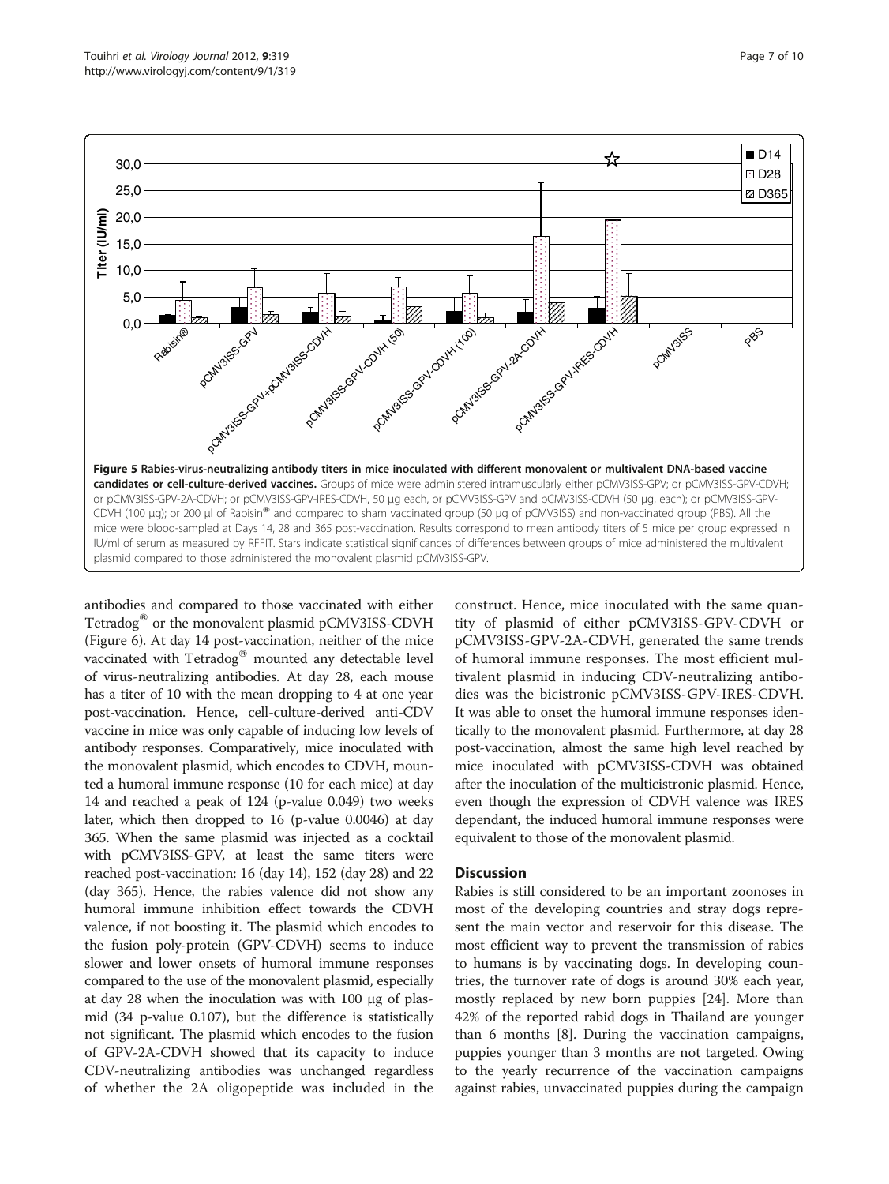**Figure 5 Rabies-virus-neutralizing antibody titers in mice inoculated with different monovalent or multivalent DNA-based vaccine candidates or cell-culture-derived vaccines.** Groups of mice were administered intramuscularly either pCMV3ISS-GPV; or pCMV3ISS-GPV-CDVH; or pCMV3ISS-GPV-2A-CDVH; or pCMV3ISS-GPV-IRES-CDVH, 50 μg each, or pCMV3ISS-GPV and pCMV3ISS-CDVH (50 μg, each); or pCMV3ISS-GPV-CDVH (100 μg); or 200 μl of Rabisin® and compared to sham vaccinated group (50 μg of pCMV3ISS) and non-vaccinated group (PBS). All the mice were blood-sampled at Days 14, 28 and 365 post-vaccination. Results correspond to mean antibody titers of 5 mice per group expressed in IU/ml of serum as measured by RFFIT. Stars indicate statistical significances of differences between groups of mice administered the multivalent plasmid compared to those administered the monovalent plasmid pCMV3ISS-GPV.

antibodies and compared to those vaccinated with either Tetradog® or the monovalent plasmid pCMV3ISS-CDVH (Figure 6). At day 14 post-vaccination, neither of the mice vaccinated with Tetradog® mounted any detectable level of virus-neutralizing antibodies. At day 28, each mouse has a titer of 10 with the mean dropping to 4 at one year post-vaccination. Hence, cell-culture-derived anti-CDV vaccine in mice was only capable of inducing low levels of antibody responses. Comparatively, mice inoculated with the monovalent plasmid, which encodes to CDVH, mounted a humoral immune response (10 for each mice) at day 14 and reached a peak of 124 (p-value 0.049) two weeks later, which then dropped to 16 (p-value 0.0046) at day 365. When the same plasmid was injected as a cocktail with pCMV3ISS-GPV, at least the same titers were reached post-vaccination: 16 (day 14), 152 (day 28) and 22 (day 365). Hence, the rabies valence did not show any humoral immune inhibition effect towards the CDVH valence, if not boosting it. The plasmid which encodes to the fusion poly-protein (GPV-CDVH) seems to induce slower and lower onsets of humoral immune responses compared to the use of the monovalent plasmid, especially at day 28 when the inoculation was with 100 μg of plasmid (34 p-value 0.107), but the difference is statistically not significant. The plasmid which encodes to the fusion of GPV-2A-CDVH showed that its capacity to induce CDV-neutralizing antibodies was unchanged regardless of whether the 2A oligopeptide was included in the construct. Hence, mice inoculated with the same quantity of plasmid of either pCMV3ISS-GPV-CDVH or pCMV3ISS-GPV-2A-CDVH, generated the same trends of humoral immune responses. The most efficient multivalent plasmid in inducing CDV-neutralizing antibodies was the bicistronic pCMV3ISS-GPV-IRES-CDVH. It was able to onset the humoral immune responses identically to the monovalent plasmid. Furthermore, at day 28 post-vaccination, almost the same high level reached by mice inoculated with pCMV3ISS-CDVH was obtained after the inoculation of the multicistronic plasmid. Hence, even though the expression of CDVH valence was IRES dependant, the induced humoral immune responses were equivalent to those of the monovalent plasmid.

## Discussion

Rabies is still considered to be an important zoonoses in most of the developing countries and stray dogs represent the main vector and reservoir for this disease. The most efficient way to prevent the transmission of rabies to humans is by vaccinating dogs. In developing countries, the turnover rate of dogs is around 30% each year, mostly replaced by new born puppies [24]. More than 42% of the reported rabid dogs in Thailand are younger than 6 months [8]. During the vaccination campaigns, puppies younger than 3 months are not targeted. Owing to the yearly recurrence of the vaccination campaigns against rabies, unvaccinated puppies during the campaign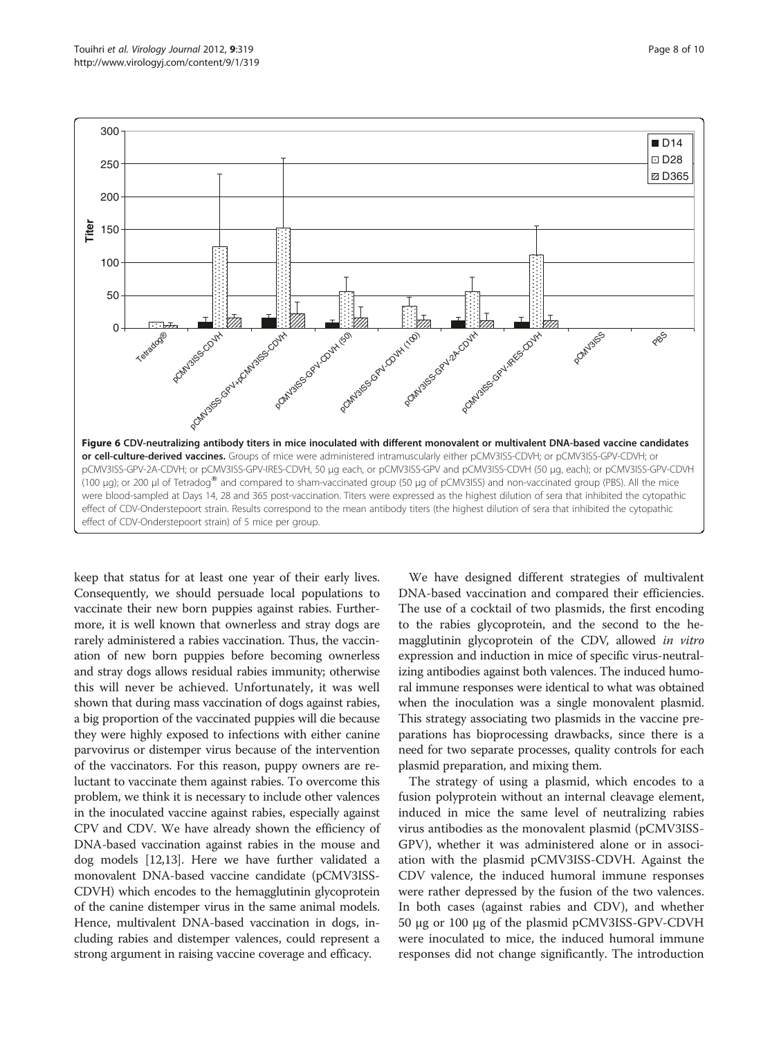**Figure 6 CDV-neutralizing antibody titers in mice inoculated with different monovalent or multivalent DNA-based vaccine candidates or cell-culture-derived vaccines.** Groups of mice were administered intramuscularly either pCMV3ISS-CDVH; or pCMV3ISS-GPV-CDVH; or pCMV3ISS-GPV-2A-CDVH; or pCMV3ISS-GPV-IRES-CDVH, 50 µg each, or pCMV3ISS-GPV and pCMV3ISS-CDVH (50 µg, each); or pCMV3ISS-GPV-CDVH (100 µg); or 200 µl of Tetradog® and compared to sham-vaccinated group (50 µg of pCMV3ISS) and non-vaccinated group (PBS). All the mice were blood-sampled at Days 14, 28 and 365 post-vaccination. Titers were expressed as the highest dilution of sera that inhibited the cytopathic effect of CDV-Onderstepoort strain. Results correspond to the mean antibody titers (the highest dilution of sera that inhibited the cytopathic effect of CDV-Onderstepoort strain) of 5 mice per group.

keep that status for at least one year of their early lives. Consequently, we should persuade local populations to vaccinate their new born puppies against rabies. Furthermore, it is well known that ownerless and stray dogs are rarely administered a rabies vaccination. Thus, the vaccination of new born puppies before becoming ownerless and stray dogs allows residual rabies immunity; otherwise this will never be achieved. Unfortunately, it was well shown that during mass vaccination of dogs against rabies, a big proportion of the vaccinated puppies will die because they were highly exposed to infections with either canine parvovirus or distemper virus because of the intervention of the vaccinators. For this reason, puppy owners are reluctant to vaccinate them against rabies. To overcome this problem, we think it is necessary to include other valences in the inoculated vaccine against rabies, especially against CPV and CDV. We have already shown the efficiency of DNA-based vaccination against rabies in the mouse and dog models [12,13]. Here we have further validated a monovalent DNA-based vaccine candidate (pCMV3ISS-CDVH) which encodes to the hemagglutinin glycoprotein of the canine distemper virus in the same animal models. Hence, multivalent DNA-based vaccination in dogs, including rabies and distemper valences, could represent a strong argument in raising vaccine coverage and efficacy.

We have designed different strategies of multivalent DNA-based vaccination and compared their efficiencies. The use of a cocktail of two plasmids, the first encoding to the rabies glycoprotein, and the second to the hemagglutinin glycoprotein of the CDV, allowed *in vitro* expression and induction in mice of specific virus-neutralizing antibodies against both valences. The induced humoral immune responses were identical to what was obtained when the inoculation was a single monovalent plasmid. This strategy associating two plasmids in the vaccine preparations has bioprocessing drawbacks, since there is a need for two separate processes, quality controls for each plasmid preparation, and mixing them.

The strategy of using a plasmid, which encodes to a fusion polyprotein without an internal cleavage element, induced in mice the same level of neutralizing rabies virus antibodies as the monovalent plasmid (pCMV3ISS-GPV), whether it was administered alone or in association with the plasmid pCMV3ISS-CDVH. Against the CDV valence, the induced humoral immune responses were rather depressed by the fusion of the two valences. In both cases (against rabies and CDV), and whether 50 µg or 100 µg of the plasmid pCMV3ISS-GPV-CDVH were inoculated to mice, the induced humoral immune responses did not change significantly. The introduction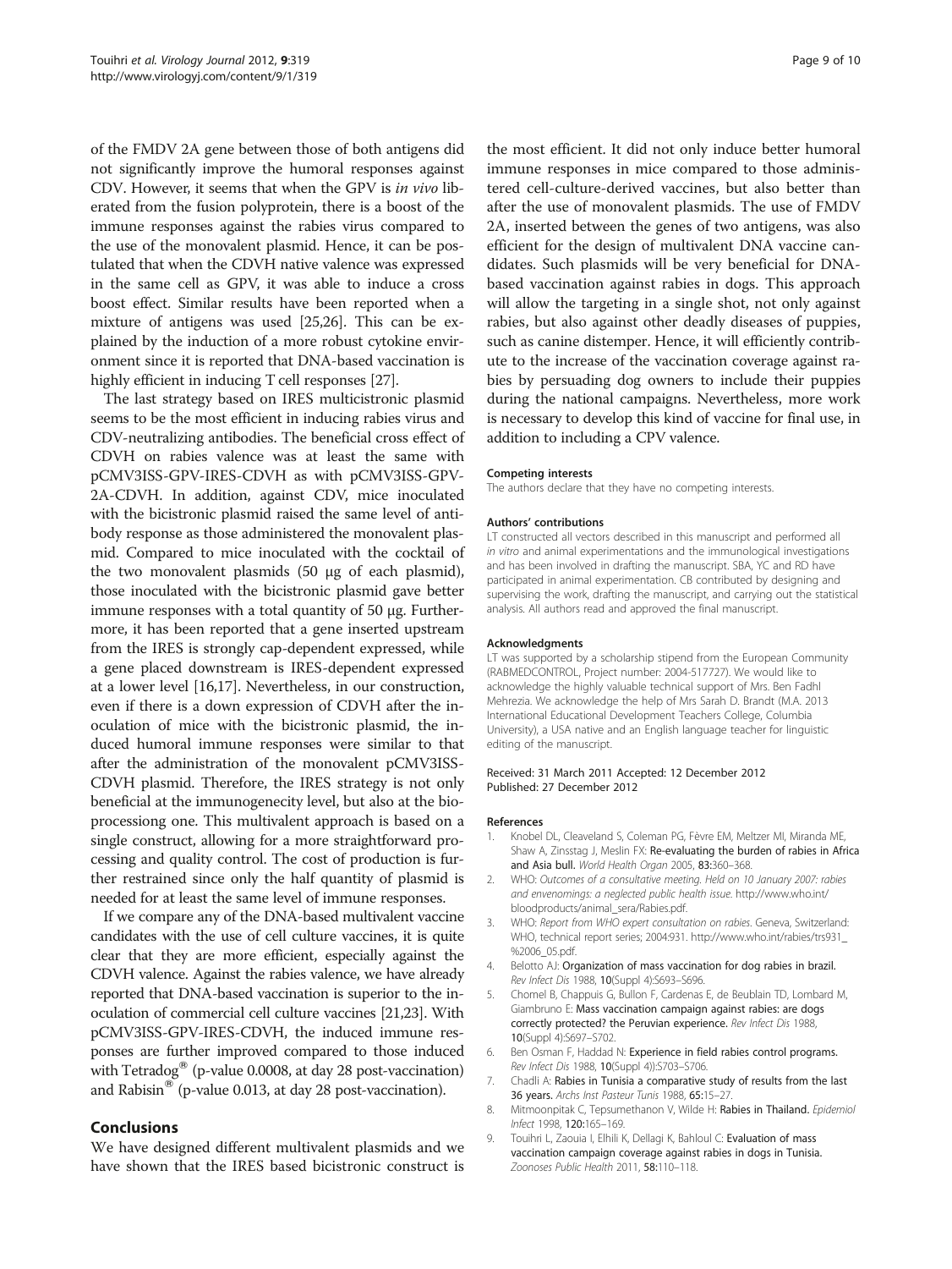of the FMDV 2A gene between those of both antigens did not significantly improve the humoral responses against CDV. However, it seems that when the GPV is *in vivo* liberated from the fusion polyprotein, there is a boost of the immune responses against the rabies virus compared to the use of the monovalent plasmid. Hence, it can be postulated that when the CDVH native valence was expressed in the same cell as GPV, it was able to induce a cross boost effect. Similar results have been reported when a mixture of antigens was used [25,26]. This can be explained by the induction of a more robust cytokine environment since it is reported that DNA-based vaccination is highly efficient in inducing T cell responses [27].

The last strategy based on IRES multicistronic plasmid seems to be the most efficient in inducing rabies virus and CDV-neutralizing antibodies. The beneficial cross effect of CDVH on rabies valence was at least the same with pCMV3ISS-GPV-IRES-CDVH as with pCMV3ISS-GPV-2A-CDVH. In addition, against CDV, mice inoculated with the bicistronic plasmid raised the same level of antibody response as those administered the monovalent plasmid. Compared to mice inoculated with the cocktail of the two monovalent plasmids (50 µg of each plasmid), those inoculated with the bicistronic plasmid gave better immune responses with a total quantity of 50 µg. Furthermore, it has been reported that a gene inserted upstream from the IRES is strongly cap-dependent expressed, while a gene placed downstream is IRES-dependent expressed at a lower level [16,17]. Nevertheless, in our construction, even if there is a down expression of CDVH after the inoculation of mice with the bicistronic plasmid, the induced humoral immune responses were similar to that after the administration of the monovalent pCMV3ISS-CDVH plasmid. Therefore, the IRES strategy is not only beneficial at the immunogenecity level, but also at the bioprocessiong one. This multivalent approach is based on a single construct, allowing for a more straightforward processing and quality control. The cost of production is further restrained since only the half quantity of plasmid is needed for at least the same level of immune responses.

If we compare any of the DNA-based multivalent vaccine candidates with the use of cell culture vaccines, it is quite clear that they are more efficient, especially against the CDVH valence. Against the rabies valence, we have already reported that DNA-based vaccination is superior to the inoculation of commercial cell culture vaccines [21,23]. With pCMV3ISS-GPV-IRES-CDVH, the induced immune responses are further improved compared to those induced with Tetradog® (p-value 0.0008, at day 28 post-vaccination) and Rabisin® (p-value 0.013, at day 28 post-vaccination).

## Conclusions

We have designed different multivalent plasmids and we have shown that the IRES based bicistronic construct is the most efficient. It did not only induce better humoral immune responses in mice compared to those administered cell-culture-derived vaccines, but also better than after the use of monovalent plasmids. The use of FMDV 2A, inserted between the genes of two antigens, was also efficient for the design of multivalent DNA vaccine candidates. Such plasmids will be very beneficial for DNA-based vaccination against rabies in dogs. This approach will allow the targeting in a single shot, not only against rabies, but also against other deadly diseases of puppies, such as canine distemper. Hence, it will efficiently contribute to the increase of the vaccination coverage against rabies by persuading dog owners to include their puppies during the national campaigns. Nevertheless, more work is necessary to develop this kind of vaccine for final use, in addition to including a CPV valence.

#### Competing interests

The authors declare that they have no competing interests.

#### Authors' contributions

LT constructed all vectors described in this manuscript and performed all *in vitro* and animal experimentations and the immunological investigations and has been involved in drafting the manuscript. SBA, YC and RD have participated in animal experimentation. CB contributed by designing and supervising the work, drafting the manuscript, and carrying out the statistical analysis. All authors read and approved the final manuscript.

#### Acknowledgments

LT was supported by a scholarship stipend from the European Community (RABMEDCONTROL, Project number: 2004-517727). We would like to acknowledge the highly valuable technical support of Mrs. Ben Fadhl Mehrezia. We acknowledge the help of Mrs Sarah D. Brandt (M.A. 2013 International Educational Development Teachers College, Columbia University), a USA native and an English language teacher for linguistic editing of the manuscript.

Received: 31 March 2011 Accepted: 12 December 2012
Published: 27 December 2012

#### References

1. Knobel DL, Cleaveland S, Coleman PG, Fèvre EM, Meltzer MI, Miranda ME, Shaw A, Zinsstag J, Meslin FX: **Re-evaluating the burden of rabies in Africa and Asia bull.** *World Health Organ* 2005, **83:**360–368.
2. WHO: *Outcomes of a consultative meeting. Held on 10 January 2007: rabies and envenomings: a neglected public health issue.* http://www.who.int/bloodproducts/animal_sera/Rabies.pdf.
3. WHO: *Report from WHO expert consultation on rabies.* Geneva, Switzerland: WHO, technical report series; 2004:931. http://www.who.int/rabies/trs931_%2006_05.pdf.
4. Belotto AJ: **Organization of mass vaccination for dog rabies in brazil.** *Rev Infect Dis* 1988, **10**(Suppl 4):S693–S696.
5. Chomel B, Chappuis G, Bullon F, Cardenas E, de Beublain TD, Lombard M, Giambruno E: **Mass vaccination campaign against rabies: are dogs correctly protected? the Peruvian experience.** *Rev Infect Dis* 1988, **10**(Suppl 4):S697–S702.
6. Ben Osman F, Haddad N: **Experience in field rabies control programs.** *Rev Infect Dis* 1988, **10**(Suppl 4)):S703–S706.
7. Chadli A: **Rabies in Tunisia a comparative study of results from the last 36 years.** *Archs Inst Pasteur Tunis* 1988, **65:**15–27.
8. Mitmoonpitak C, Tepsumethanon V, Wilde H: **Rabies in Thailand.** *Epidemiol Infect* 1998, **120:**165–169.
9. Touihri L, Zaouia I, Elhili K, Dellagi K, Bahloul C: **Evaluation of mass vaccination campaign coverage against rabies in dogs in Tunisia.** *Zoonoses Public Health* 2011, **58:**110–118.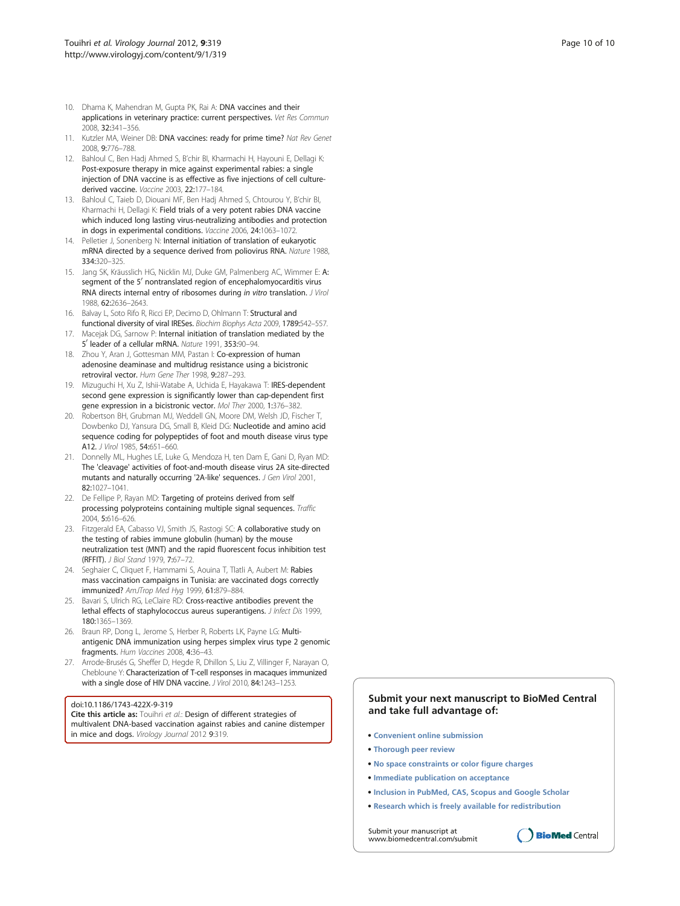10. Dhama K, Mahendran M, Gupta PK, Rai A: **DNA vaccines and their applications in veterinary practice: current perspectives.** *Vet Res Commun* 2008, **32:**341–356.
11. Kutzler MA, Weiner DB: **DNA vaccines: ready for prime time?** *Nat Rev Genet* 2008, **9:**776–788.
12. Bahloul C, Ben Hadj Ahmed S, B'chir BI, Kharmachi H, Hayouni E, Dellagi K: **Post-exposure therapy in mice against experimental rabies: a single injection of DNA vaccine is as effective as five injections of cell culture-derived vaccine.** *Vaccine* 2003, **22:**177–184.
13. Bahloul C, Taieb D, Diouani MF, Ben Hadj Ahmed S, Chtourou Y, B'chir BI, Kharmachi H, Dellagi K: **Field trials of a very potent rabies DNA vaccine which induced long lasting virus-neutralizing antibodies and protection in dogs in experimental conditions.** *Vaccine* 2006, **24:**1063–1072.
14. Pelletier J, Sonenberg N: **Internal initiation of translation of eukaryotic mRNA directed by a sequence derived from poliovirus RNA.** *Nature* 1988, **334:**320–325.
15. Jang SK, Kräusslich HG, Nicklin MJ, Duke GM, Palmenberg AC, Wimmer E: **A: segment of the 5′ nontranslated region of encephalomyocarditis virus RNA directs internal entry of ribosomes during *in vitro* translation.** *J Virol* 1988, **62:**2636–2643.
16. Balvay L, Soto Rifo R, Ricci EP, Decimo D, Ohlmann T: **Structural and functional diversity of viral IRESes.** *Biochim Biophys Acta* 2009, **1789:**542–557.
17. Macejak DG, Sarnow P: **Internal initiation of translation mediated by the 5′ leader of a cellular mRNA.** *Nature* 1991, **353:**90–94.
18. Zhou Y, Aran J, Gottesman MM, Pastan I: **Co-expression of human adenosine deaminase and multidrug resistance using a bicistronic retroviral vector.** *Hum Gene Ther* 1998, **9:**287–293.
19. Mizuguchi H, Xu Z, Ishii-Watabe A, Uchida E, Hayakawa T: **IRES-dependent second gene expression is significantly lower than cap-dependent first gene expression in a bicistronic vector.** *Mol Ther* 2000, **1:**376–382.
20. Robertson BH, Grubman MJ, Weddell GN, Moore DM, Welsh JD, Fischer T, Dowbenko DJ, Yansura DG, Small B, Kleid DG: **Nucleotide and amino acid sequence coding for polypeptides of foot and mouth disease virus type A12.** *J Virol* 1985, **54:**651–660.
21. Donnelly ML, Hughes LE, Luke G, Mendoza H, ten Dam E, Gani D, Ryan MD: **The 'cleavage' activities of foot-and-mouth disease virus 2A site-directed mutants and naturally occurring '2A-like' sequences.** *J Gen Virol* 2001, **82:**1027–1041.
22. De Fellipe P, Rayan MD: **Targeting of proteins derived from self processing polyproteins containing multiple signal sequences.** *Traffic* 2004, **5:**616–626.
23. Fitzgerald EA, Cabasso VJ, Smith JS, Rastogi SC: **A collaborative study on the testing of rabies immune globulin (human) by the mouse neutralization test (MNT) and the rapid fluorescent focus inhibition test (RFFIT).** *J Biol Stand* 1979, **7:**67–72.
24. Seghaier C, Cliquet F, Hammami S, Aouina T, Tlatli A, Aubert M: **Rabies mass vaccination campaigns in Tunisia: are vaccinated dogs correctly immunized?** *AmJTrop Med Hyg* 1999, **61:**879–884.
25. Bavari S, Ulrich RG, LeClaire RD: **Cross-reactive antibodies prevent the lethal effects of staphylococcus aureus superantigens.** *J Infect Dis* 1999, **180:**1365–1369.
26. Braun RP, Dong L, Jerome S, Herber R, Roberts LK, Payne LG: **Multi-antigenic DNA immunization using herpes simplex virus type 2 genomic fragments.** *Hum Vaccines* 2008, **4:**36–43.
27. Arrode-Brusés G, Sheffer D, Hegde R, Dhillon S, Liu Z, Villinger F, Narayan O, Chebloune Y: **Characterization of T-cell responses in macaques immunized with a single dose of HIV DNA vaccine.** *J Virol* 2010, **84:**1243–1253.

doi:10.1186/1743-422X-9-319

**Cite this article as:** Touihri *et al.*: Design of different strategies of multivalent DNA-based vaccination against rabies and canine distemper in mice and dogs. *Virology Journal* 2012 **9**:319.

**Submit your next manuscript to BioMed Central and take full advantage of:**

- **Convenient online submission**
- **Thorough peer review**
- **No space constraints or color figure charges**
- **Immediate publication on acceptance**
- **Inclusion in PubMed, CAS, Scopus and Google Scholar**
- **Research which is freely available for redistribution**

Submit your manuscript at
www.biomedcentral.com/submit

BioMed Central